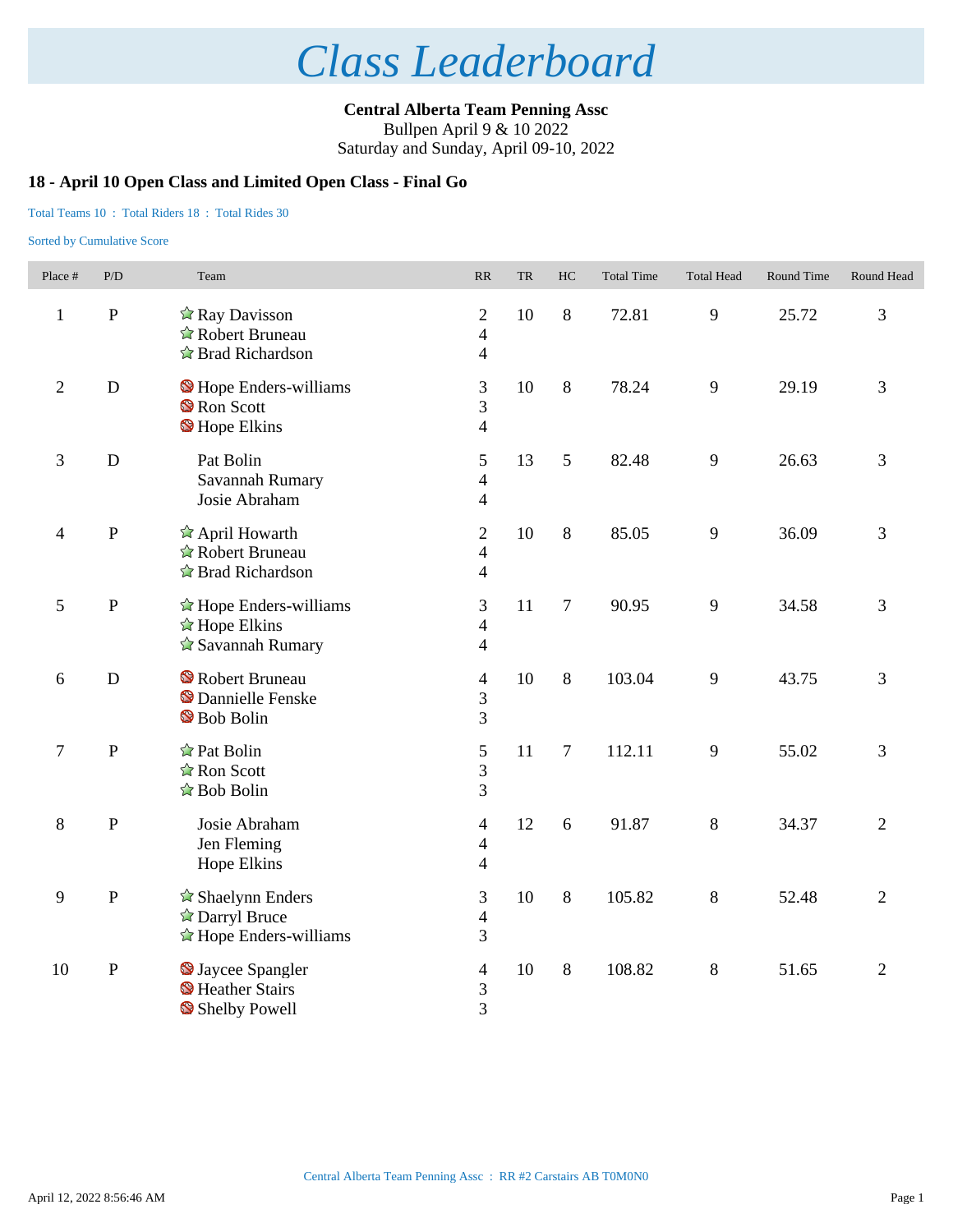# Class Leaderboard

**Central Alberta Team Penning Assc**
Bullpen April 9 & 10 2022
Saturday and Sunday, April 09-10, 2022

### 18 - April 10 Open Class and Limited Open Class - Final Go

Total Teams 10 : Total Riders 18 : Total Rides 30

Sorted by Cumulative Score

| Place # | P/D | Team | RR | TR | HC | Total Time | Total Head | Round Time | Round Head |
|---|---|---|---|---|---|---|---|---|---|
| 1 | P | Ray Davisson<br>Robert Bruneau<br>Brad Richardson | 2<br>4<br>4 | 10 | 8 | 72.81 | 9 | 25.72 | 3 |
| 2 | D | Hope Enders-williams<br>Ron Scott<br>Hope Elkins | 3<br>3<br>4 | 10 | 8 | 78.24 | 9 | 29.19 | 3 |
| 3 | D | Pat Bolin<br>Savannah Rumary<br>Josie Abraham | 5<br>4<br>4 | 13 | 5 | 82.48 | 9 | 26.63 | 3 |
| 4 | P | April Howarth<br>Robert Bruneau<br>Brad Richardson | 2<br>4<br>4 | 10 | 8 | 85.05 | 9 | 36.09 | 3 |
| 5 | P | Hope Enders-williams<br>Hope Elkins<br>Savannah Rumary | 3<br>4<br>4 | 11 | 7 | 90.95 | 9 | 34.58 | 3 |
| 6 | D | Robert Bruneau<br>Dannielle Fenske<br>Bob Bolin | 4<br>3<br>3 | 10 | 8 | 103.04 | 9 | 43.75 | 3 |
| 7 | P | Pat Bolin<br>Ron Scott<br>Bob Bolin | 5<br>3<br>3 | 11 | 7 | 112.11 | 9 | 55.02 | 3 |
| 8 | P | Josie Abraham<br>Jen Fleming<br>Hope Elkins | 4<br>4<br>4 | 12 | 6 | 91.87 | 8 | 34.37 | 2 |
| 9 | P | Shaelynn Enders<br>Darryl Bruce<br>Hope Enders-williams | 3<br>4<br>3 | 10 | 8 | 105.82 | 8 | 52.48 | 2 |
| 10 | P | Jaycee Spangler<br>Heather Stairs<br>Shelby Powell | 4<br>3<br>3 | 10 | 8 | 108.82 | 8 | 51.65 | 2 |

Central Alberta Team Penning Assc : RR #2 Carstairs AB T0M0N0

April 12, 2022 8:56:46 AM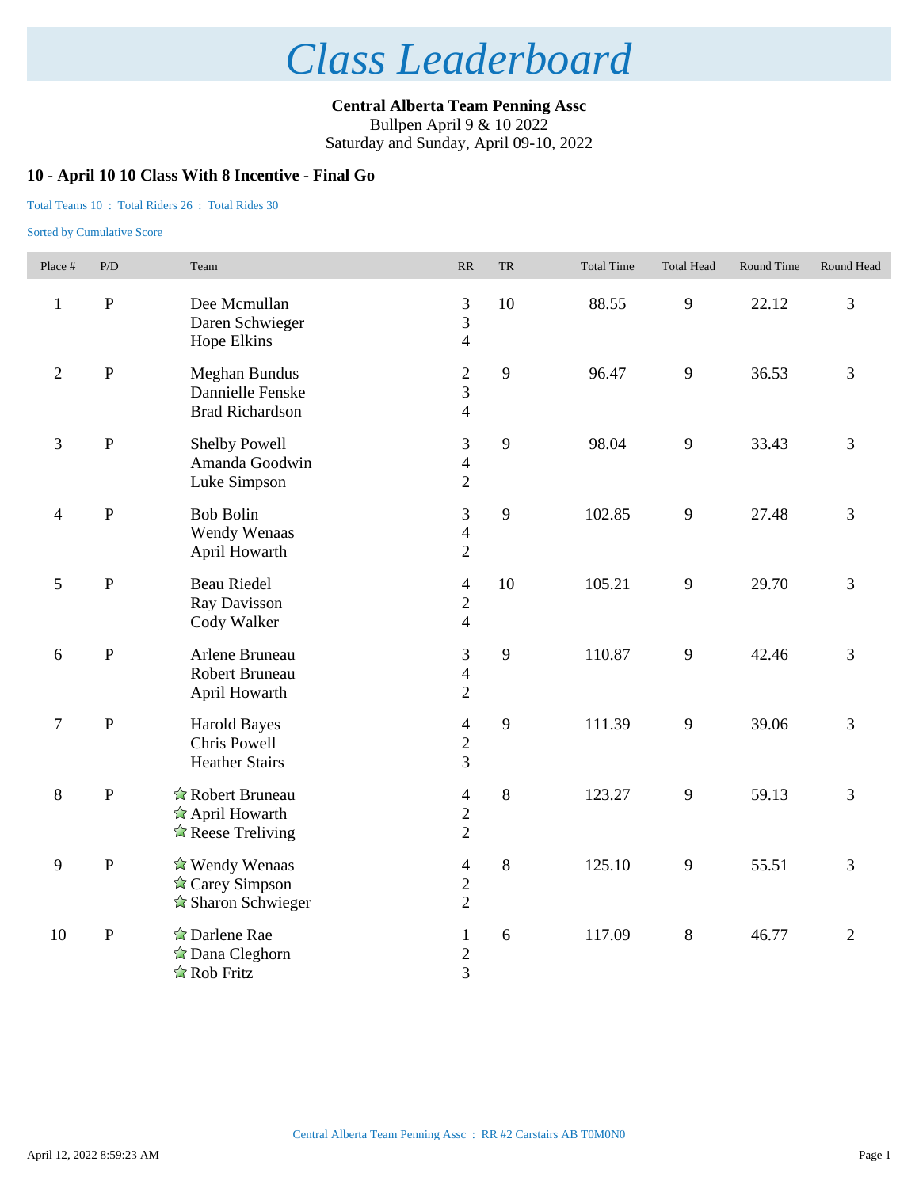# *Class Leaderboard*

**Central Alberta Team Penning Assc**
Bullpen April 9 & 10 2022
Saturday and Sunday, April 09-10, 2022

### 10 - April 10 10 Class With 8 Incentive - Final Go

Total Teams 10 : Total Riders 26 : Total Rides 30

Sorted by Cumulative Score

| Place # | P/D | Team | RR | TR | Total Time | Total Head | Round Time | Round Head |
|---|---|---|---|---|---|---|---|---|
| 1 | P | Dee Mcmullan<br>Daren Schwieger<br>Hope Elkins | 3<br>3<br>4 | 10 | 88.55 | 9 | 22.12 | 3 |
| 2 | P | Meghan Bundus<br>Dannielle Fenske<br>Brad Richardson | 2<br>3<br>4 | 9 | 96.47 | 9 | 36.53 | 3 |
| 3 | P | Shelby Powell<br>Amanda Goodwin<br>Luke Simpson | 3<br>4<br>2 | 9 | 98.04 | 9 | 33.43 | 3 |
| 4 | P | Bob Bolin<br>Wendy Wenaas<br>April Howarth | 3<br>4<br>2 | 9 | 102.85 | 9 | 27.48 | 3 |
| 5 | P | Beau Riedel<br>Ray Davisson<br>Cody Walker | 4<br>2<br>4 | 10 | 105.21 | 9 | 29.70 | 3 |
| 6 | P | Arlene Bruneau<br>Robert Bruneau<br>April Howarth | 3<br>4<br>2 | 9 | 110.87 | 9 | 42.46 | 3 |
| 7 | P | Harold Bayes<br>Chris Powell<br>Heather Stairs | 4<br>2<br>3 | 9 | 111.39 | 9 | 39.06 | 3 |
| 8 | P | ☆ Robert Bruneau<br>☆ April Howarth<br>☆ Reese Treliving | 4<br>2<br>2 | 8 | 123.27 | 9 | 59.13 | 3 |
| 9 | P | ☆ Wendy Wenaas<br>☆ Carey Simpson<br>☆ Sharon Schwieger | 4<br>2<br>2 | 8 | 125.10 | 9 | 55.51 | 3 |
| 10 | P | ☆ Darlene Rae<br>☆ Dana Cleghorn<br>☆ Rob Fritz | 1<br>2<br>3 | 6 | 117.09 | 8 | 46.77 | 2 |

Central Alberta Team Penning Assc : RR #2 Carstairs AB T0M0N0

April 12, 2022 8:59:23 AM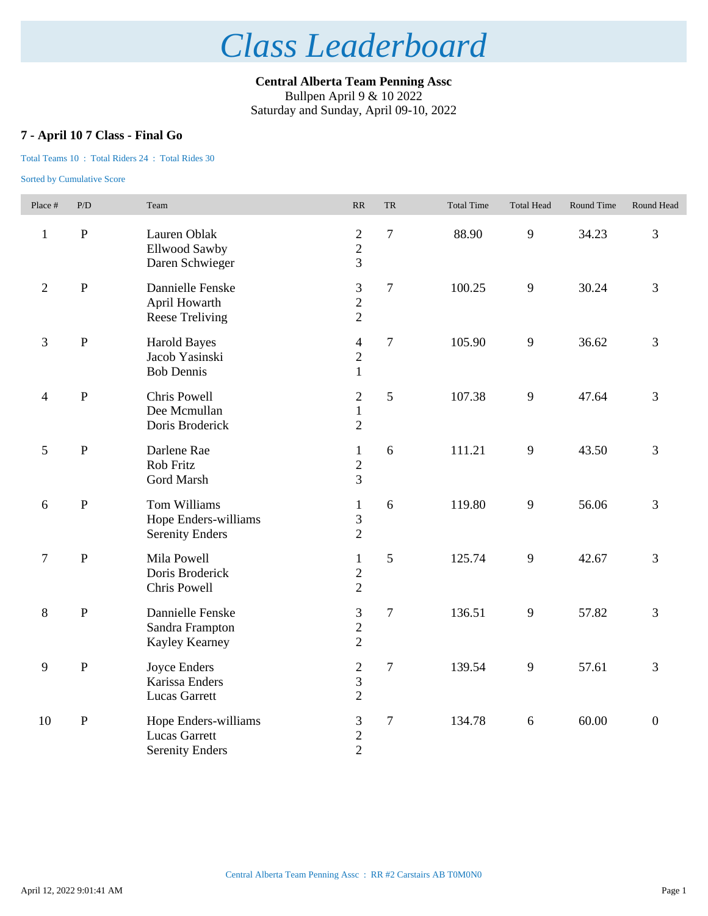# *Class Leaderboard*

**Central Alberta Team Penning Assc**
Bullpen April 9 & 10 2022
Saturday and Sunday, April 09-10, 2022

### 7 - April 10 7 Class - Final Go

Total Teams 10 : Total Riders 24 : Total Rides 30

Sorted by Cumulative Score

| Place # | P/D | Team | RR | TR | Total Time | Total Head | Round Time | Round Head |
|---|---|---|---|---|---|---|---|---|
| 1 | P | Lauren Oblak<br>Ellwood Sawby<br>Daren Schwieger | 2<br>2<br>3 | 7 | 88.90 | 9 | 34.23 | 3 |
| 2 | P | Dannielle Fenske<br>April Howarth<br>Reese Treliving | 3<br>2<br>2 | 7 | 100.25 | 9 | 30.24 | 3 |
| 3 | P | Harold Bayes<br>Jacob Yasinski<br>Bob Dennis | 4<br>2<br>1 | 7 | 105.90 | 9 | 36.62 | 3 |
| 4 | P | Chris Powell<br>Dee Mcmullan<br>Doris Broderick | 2<br>1<br>2 | 5 | 107.38 | 9 | 47.64 | 3 |
| 5 | P | Darlene Rae<br>Rob Fritz<br>Gord Marsh | 1<br>2<br>3 | 6 | 111.21 | 9 | 43.50 | 3 |
| 6 | P | Tom Williams<br>Hope Enders-williams<br>Serenity Enders | 1<br>3<br>2 | 6 | 119.80 | 9 | 56.06 | 3 |
| 7 | P | Mila Powell<br>Doris Broderick<br>Chris Powell | 1<br>2<br>2 | 5 | 125.74 | 9 | 42.67 | 3 |
| 8 | P | Dannielle Fenske<br>Sandra Frampton<br>Kayley Kearney | 3<br>2<br>2 | 7 | 136.51 | 9 | 57.82 | 3 |
| 9 | P | Joyce Enders<br>Karissa Enders<br>Lucas Garrett | 2<br>3<br>2 | 7 | 139.54 | 9 | 57.61 | 3 |
| 10 | P | Hope Enders-williams<br>Lucas Garrett<br>Serenity Enders | 3<br>2<br>2 | 7 | 134.78 | 6 | 60.00 | 0 |

Central Alberta Team Penning Assc : RR #2 Carstairs AB T0M0N0

April 12, 2022 9:01:41 AM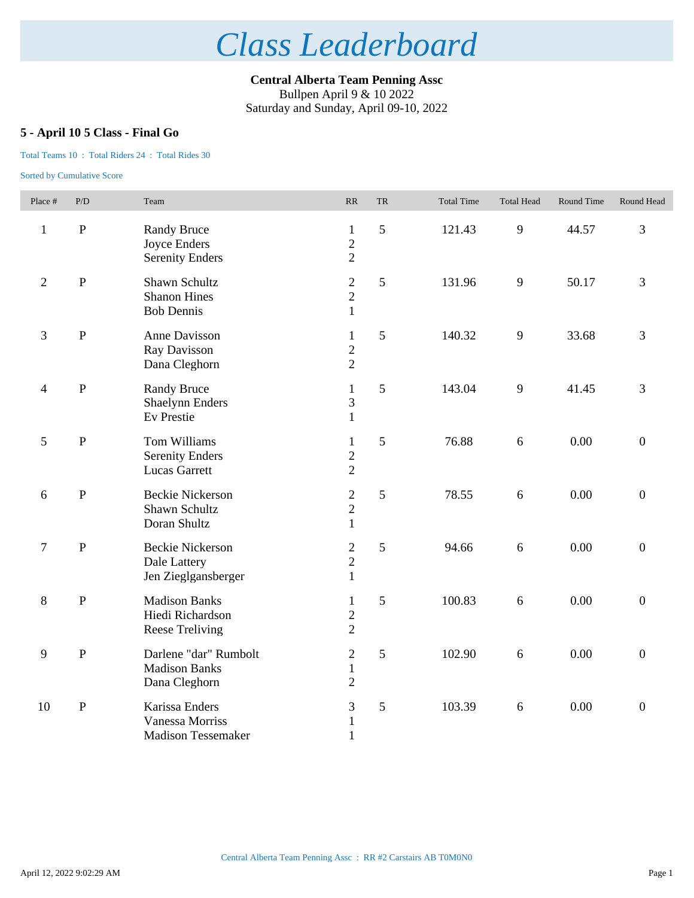# Class Leaderboard

**Central Alberta Team Penning Assc**
Bullpen April 9 & 10 2022
Saturday and Sunday, April 09-10, 2022

### 5 - April 10 5 Class - Final Go

Total Teams 10 : Total Riders 24 : Total Rides 30

Sorted by Cumulative Score

| Place # | P/D | Team | RR | TR | Total Time | Total Head | Round Time | Round Head |
|---|---|---|---|---|---|---|---|---|
| 1 | P | Randy Bruce<br>Joyce Enders<br>Serenity Enders | 1<br>2<br>2 | 5 | 121.43 | 9 | 44.57 | 3 |
| 2 | P | Shawn Schultz<br>Shanon Hines<br>Bob Dennis | 2<br>2<br>1 | 5 | 131.96 | 9 | 50.17 | 3 |
| 3 | P | Anne Davisson<br>Ray Davisson<br>Dana Cleghorn | 1<br>2<br>2 | 5 | 140.32 | 9 | 33.68 | 3 |
| 4 | P | Randy Bruce<br>Shaelynn Enders<br>Ev Prestie | 1<br>3<br>1 | 5 | 143.04 | 9 | 41.45 | 3 |
| 5 | P | Tom Williams<br>Serenity Enders<br>Lucas Garrett | 1<br>2<br>2 | 5 | 76.88 | 6 | 0.00 | 0 |
| 6 | P | Beckie Nickerson<br>Shawn Schultz<br>Doran Shultz | 2<br>2<br>1 | 5 | 78.55 | 6 | 0.00 | 0 |
| 7 | P | Beckie Nickerson<br>Dale Lattery<br>Jen Zieglgansberger | 2<br>2<br>1 | 5 | 94.66 | 6 | 0.00 | 0 |
| 8 | P | Madison Banks<br>Hiedi Richardson<br>Reese Treliving | 1<br>2<br>2 | 5 | 100.83 | 6 | 0.00 | 0 |
| 9 | P | Darlene "dar" Rumbolt<br>Madison Banks<br>Dana Cleghorn | 2<br>1<br>2 | 5 | 102.90 | 6 | 0.00 | 0 |
| 10 | P | Karissa Enders<br>Vanessa Morriss<br>Madison Tessemaker | 3<br>1<br>1 | 5 | 103.39 | 6 | 0.00 | 0 |

Central Alberta Team Penning Assc : RR #2 Carstairs AB T0M0N0

April 12, 2022 9:02:29 AM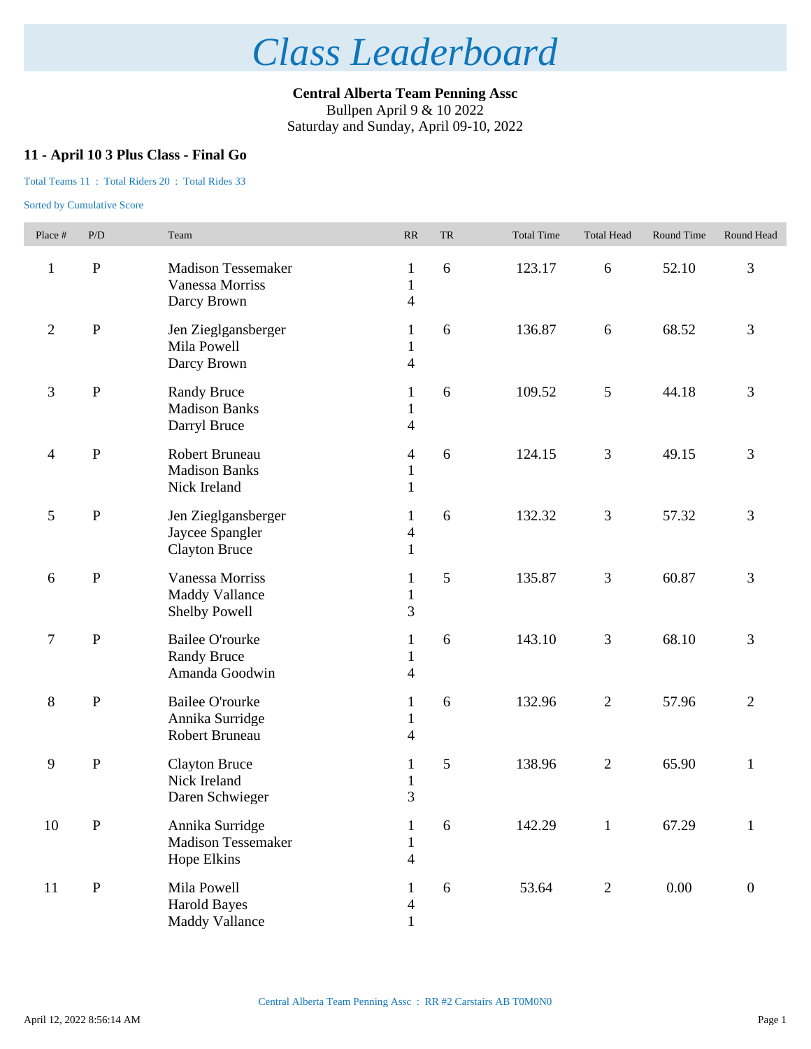# Class Leaderboard

**Central Alberta Team Penning Assc**
Bullpen April 9 & 10 2022
Saturday and Sunday, April 09-10, 2022

### 11 - April 10 3 Plus Class - Final Go

Total Teams 11 : Total Riders 20 : Total Rides 33

Sorted by Cumulative Score

| Place # | P/D | Team | RR | TR | Total Time | Total Head | Round Time | Round Head |
|---|---|---|---|---|---|---|---|---|
| 1 | P | Madison Tessemaker<br>Vanessa Morriss<br>Darcy Brown | 1<br>1<br>4 | 6 | 123.17 | 6 | 52.10 | 3 |
| 2 | P | Jen Zieglgansberger<br>Mila Powell<br>Darcy Brown | 1<br>1<br>4 | 6 | 136.87 | 6 | 68.52 | 3 |
| 3 | P | Randy Bruce<br>Madison Banks<br>Darryl Bruce | 1<br>1<br>4 | 6 | 109.52 | 5 | 44.18 | 3 |
| 4 | P | Robert Bruneau<br>Madison Banks<br>Nick Ireland | 4<br>1<br>1 | 6 | 124.15 | 3 | 49.15 | 3 |
| 5 | P | Jen Zieglgansberger<br>Jaycee Spangler<br>Clayton Bruce | 1<br>4<br>1 | 6 | 132.32 | 3 | 57.32 | 3 |
| 6 | P | Vanessa Morriss<br>Maddy Vallance<br>Shelby Powell | 1<br>1<br>3 | 5 | 135.87 | 3 | 60.87 | 3 |
| 7 | P | Bailee O'rourke<br>Randy Bruce<br>Amanda Goodwin | 1<br>1<br>4 | 6 | 143.10 | 3 | 68.10 | 3 |
| 8 | P | Bailee O'rourke<br>Annika Surridge<br>Robert Bruneau | 1<br>1<br>4 | 6 | 132.96 | 2 | 57.96 | 2 |
| 9 | P | Clayton Bruce<br>Nick Ireland<br>Daren Schwieger | 1<br>1<br>3 | 5 | 138.96 | 2 | 65.90 | 1 |
| 10 | P | Annika Surridge<br>Madison Tessemaker<br>Hope Elkins | 1<br>1<br>4 | 6 | 142.29 | 1 | 67.29 | 1 |
| 11 | P | Mila Powell<br>Harold Bayes<br>Maddy Vallance | 1<br>4<br>1 | 6 | 53.64 | 2 | 0.00 | 0 |

Central Alberta Team Penning Assc : RR #2 Carstairs AB T0M0N0

April 12, 2022 8:56:14 AM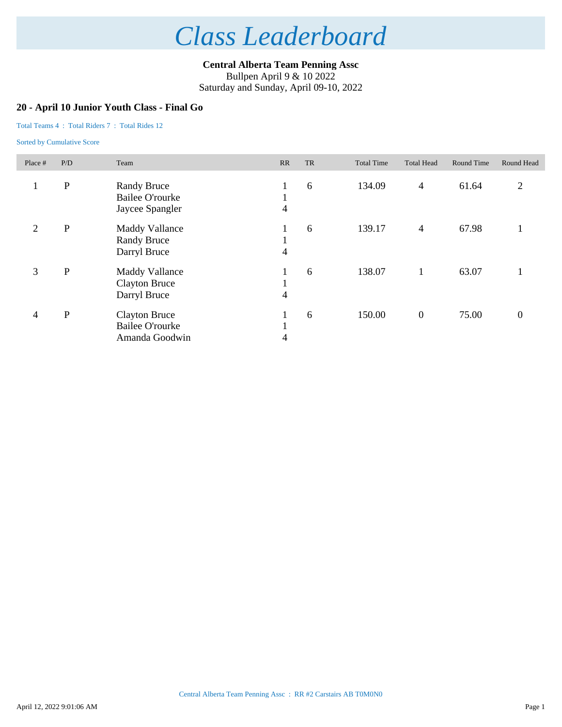# Class Leaderboard

**Central Alberta Team Penning Assc**
Bullpen April 9 & 10 2022
Saturday and Sunday, April 09-10, 2022

## 20 - April 10 Junior Youth Class - Final Go

Total Teams 4 : Total Riders 7 : Total Rides 12

Sorted by Cumulative Score

| Place # | P/D | Team | RR | TR | Total Time | Total Head | Round Time | Round Head |
|---|---|---|---|---|---|---|---|---|
| 1 | P | Randy Bruce<br>Bailee O'rourke<br>Jaycee Spangler | 1<br>1<br>4 | 6 | 134.09 | 4 | 61.64 | 2 |
| 2 | P | Maddy Vallance<br>Randy Bruce<br>Darryl Bruce | 1<br>1<br>4 | 6 | 139.17 | 4 | 67.98 | 1 |
| 3 | P | Maddy Vallance<br>Clayton Bruce<br>Darryl Bruce | 1<br>1<br>4 | 6 | 138.07 | 1 | 63.07 | 1 |
| 4 | P | Clayton Bruce<br>Bailee O'rourke<br>Amanda Goodwin | 1<br>1<br>4 | 6 | 150.00 | 0 | 75.00 | 0 |

Central Alberta Team Penning Assc : RR #2 Carstairs AB T0M0N0

April 12, 2022 9:01:06 AM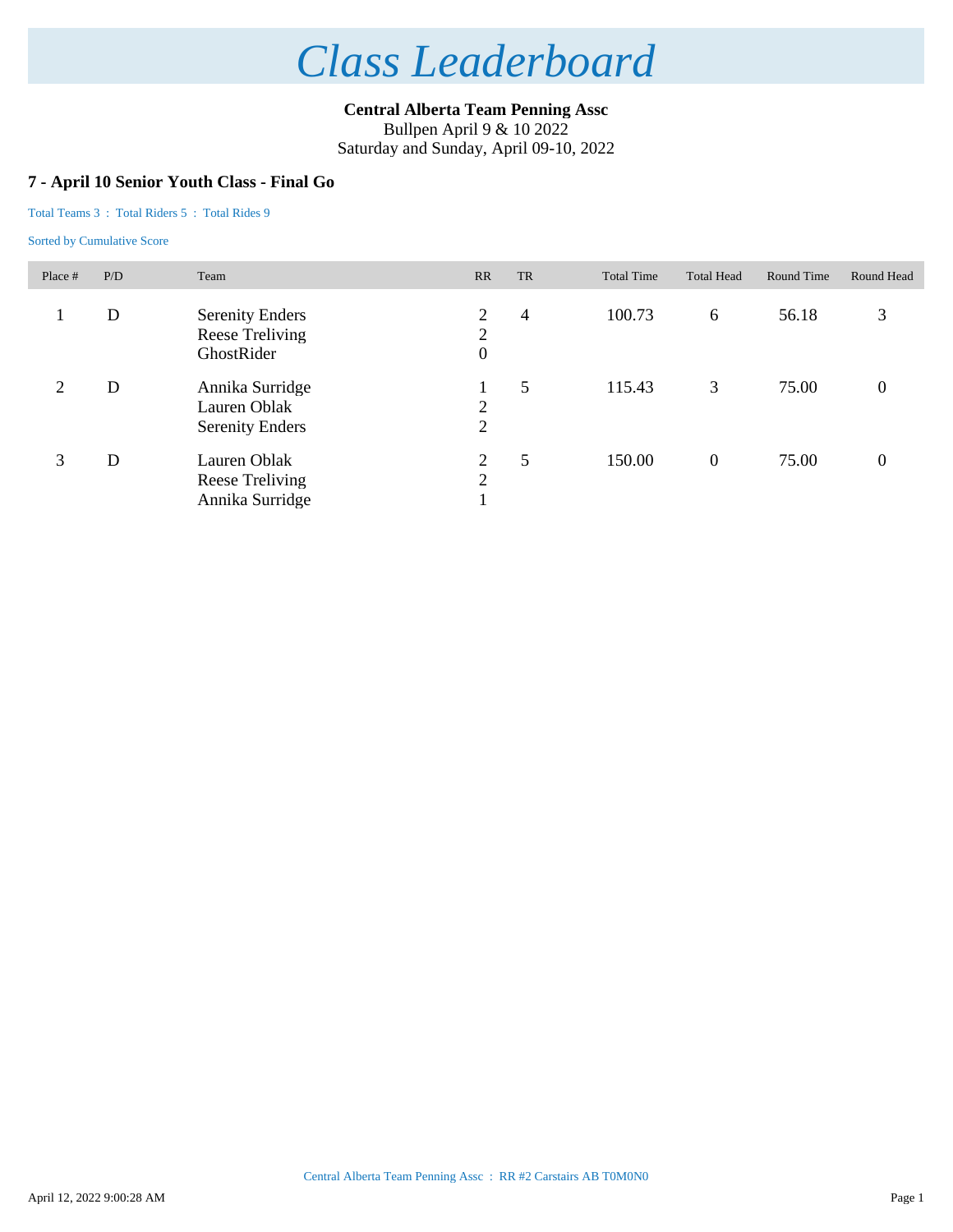# Class Leaderboard

**Central Alberta Team Penning Assc**
Bullpen April 9 & 10 2022
Saturday and Sunday, April 09-10, 2022

### 7 - April 10 Senior Youth Class - Final Go

Total Teams 3 : Total Riders 5 : Total Rides 9

Sorted by Cumulative Score

| Place # | P/D | Team | RR | TR | Total Time | Total Head | Round Time | Round Head |
|---|---|---|---|---|---|---|---|---|
| 1 | D | Serenity Enders<br>Reese Treliving<br>GhostRider | 2<br>2<br>0 | 4 | 100.73 | 6 | 56.18 | 3 |
| 2 | D | Annika Surridge<br>Lauren Oblak<br>Serenity Enders | 1<br>2<br>2 | 5 | 115.43 | 3 | 75.00 | 0 |
| 3 | D | Lauren Oblak<br>Reese Treliving<br>Annika Surridge | 2<br>2<br>1 | 5 | 150.00 | 0 | 75.00 | 0 |

Central Alberta Team Penning Assc : RR #2 Carstairs AB T0M0N0

April 12, 2022 9:00:28 AM